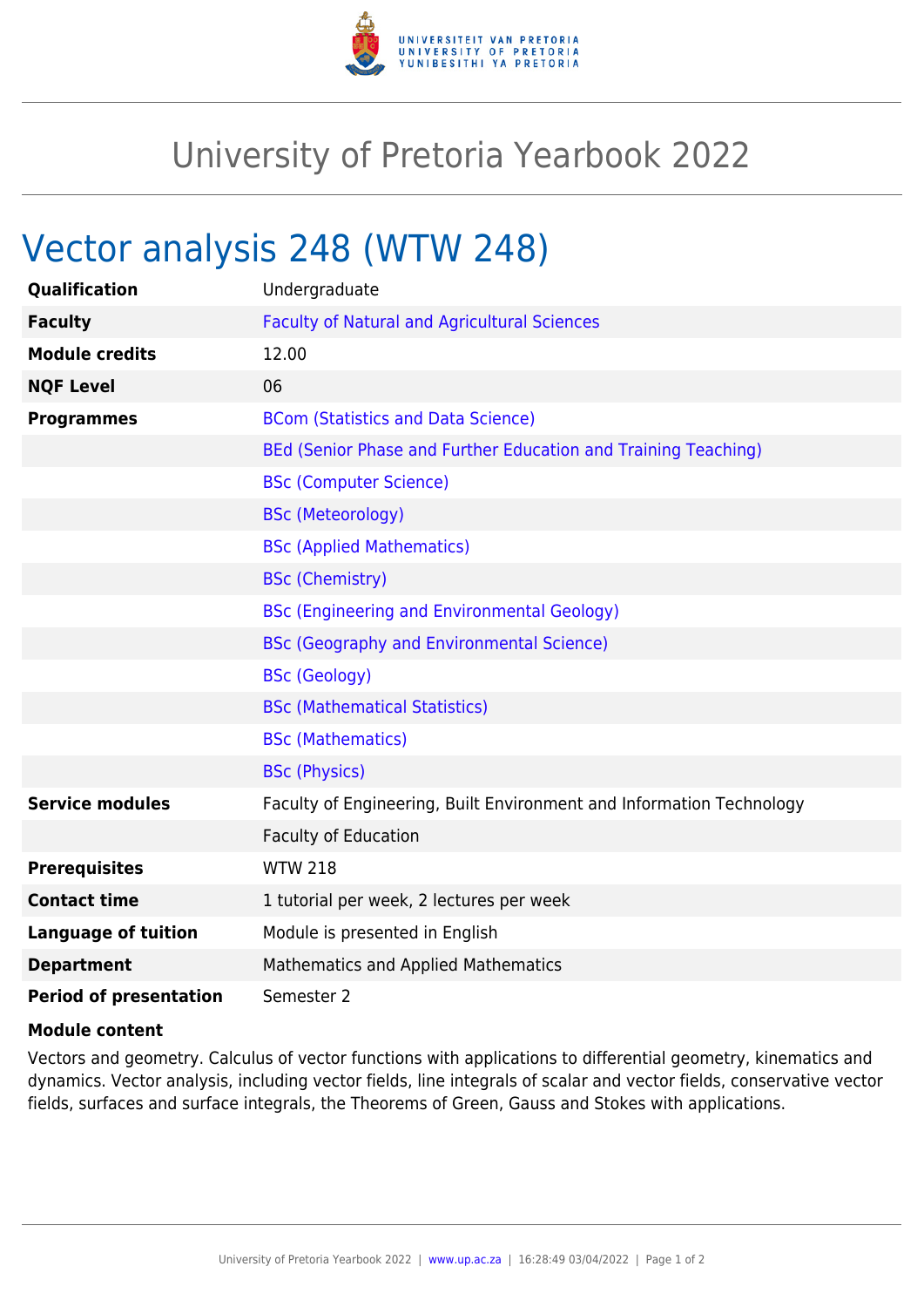# University of Pretoria Yearbook 2022

## Vector analysis 248 (WTW 248)

| | |
|---|---|
| **Qualification** | Undergraduate |
| **Faculty** | Faculty of Natural and Agricultural Sciences |
| **Module credits** | 12.00 |
| **NQF Level** | 06 |
| **Programmes** | BCom (Statistics and Data Science) |
| | BEd (Senior Phase and Further Education and Training Teaching) |
| | BSc (Computer Science) |
| | BSc (Meteorology) |
| | BSc (Applied Mathematics) |
| | BSc (Chemistry) |
| | BSc (Engineering and Environmental Geology) |
| | BSc (Geography and Environmental Science) |
| | BSc (Geology) |
| | BSc (Mathematical Statistics) |
| | BSc (Mathematics) |
| | BSc (Physics) |
| **Service modules** | Faculty of Engineering, Built Environment and Information Technology |
| | Faculty of Education |
| **Prerequisites** | WTW 218 |
| **Contact time** | 1 tutorial per week, 2 lectures per week |
| **Language of tuition** | Module is presented in English |
| **Department** | Mathematics and Applied Mathematics |
| **Period of presentation** | Semester 2 |

**Module content**

Vectors and geometry. Calculus of vector functions with applications to differential geometry, kinematics and dynamics. Vector analysis, including vector fields, line integrals of scalar and vector fields, conservative vector fields, surfaces and surface integrals, the Theorems of Green, Gauss and Stokes with applications.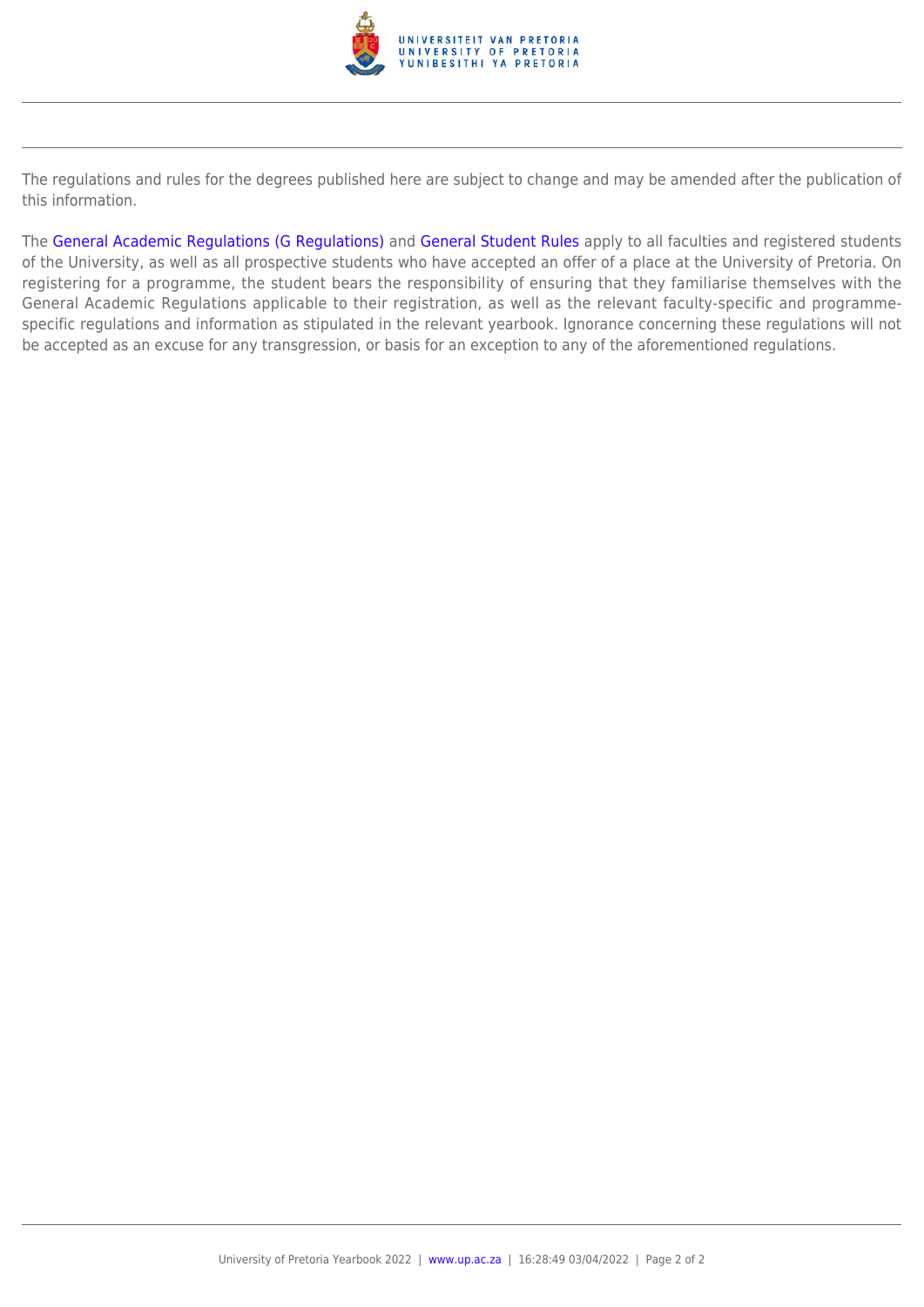The regulations and rules for the degrees published here are subject to change and may be amended after the publication of this information.

The General Academic Regulations (G Regulations) and General Student Rules apply to all faculties and registered students of the University, as well as all prospective students who have accepted an offer of a place at the University of Pretoria. On registering for a programme, the student bears the responsibility of ensuring that they familiarise themselves with the General Academic Regulations applicable to their registration, as well as the relevant faculty-specific and programme-specific regulations and information as stipulated in the relevant yearbook. Ignorance concerning these regulations will not be accepted as an excuse for any transgression, or basis for an exception to any of the aforementioned regulations.